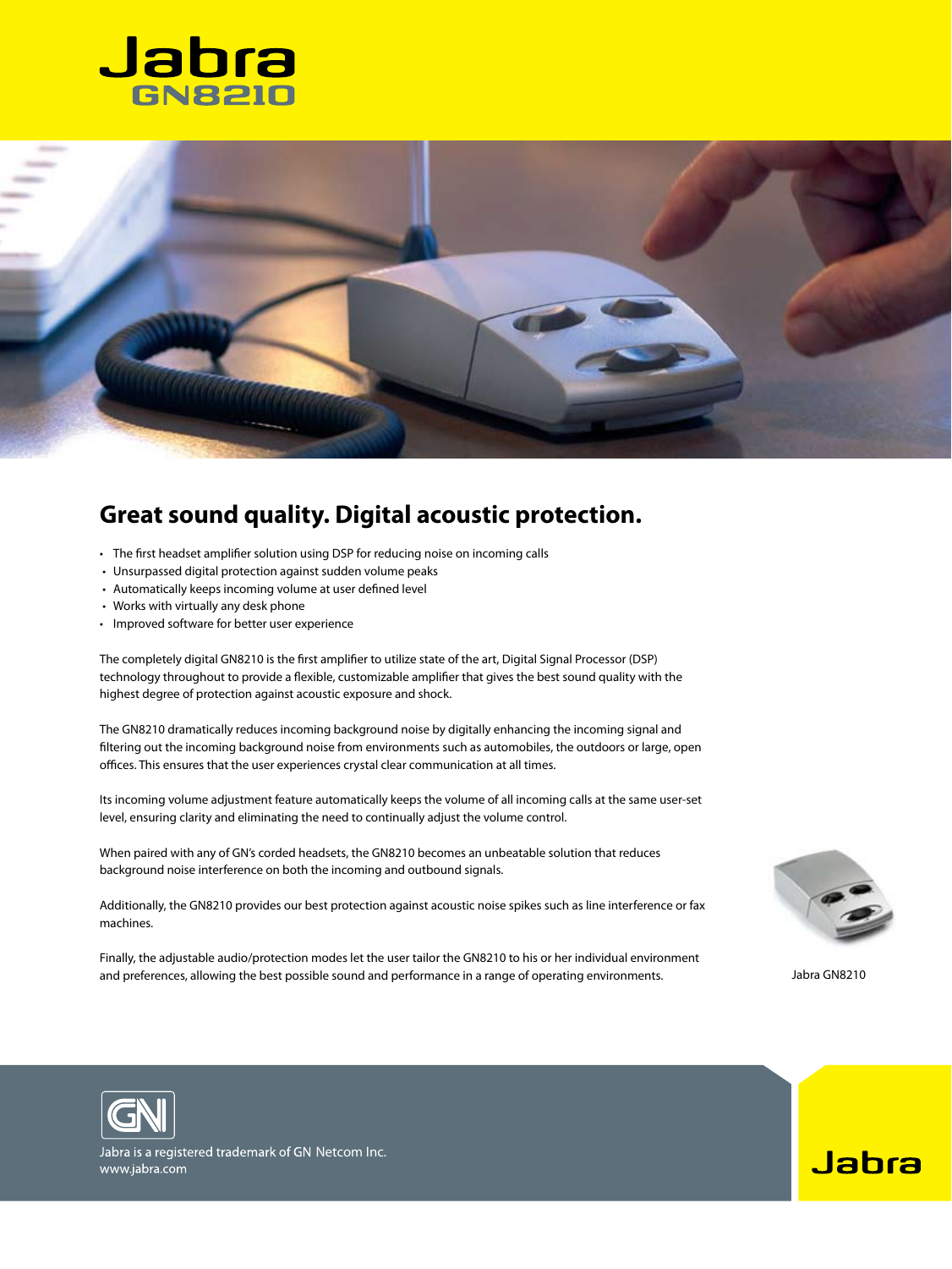# Jabra GN8210

## Great sound quality. Digital acoustic protection.

- The first headset amplifier solution using DSP for reducing noise on incoming calls
- Unsurpassed digital protection against sudden volume peaks
- Automatically keeps incoming volume at user defined level
- Works with virtually any desk phone
- Improved software for better user experience

The completely digital GN8210 is the first amplifier to utilize state of the art, Digital Signal Processor (DSP) technology throughout to provide a flexible, customizable amplifier that gives the best sound quality with the highest degree of protection against acoustic exposure and shock.

The GN8210 dramatically reduces incoming background noise by digitally enhancing the incoming signal and filtering out the incoming background noise from environments such as automobiles, the outdoors or large, open offices. This ensures that the user experiences crystal clear communication at all times.

Its incoming volume adjustment feature automatically keeps the volume of all incoming calls at the same user-set level, ensuring clarity and eliminating the need to continually adjust the volume control.

When paired with any of GN's corded headsets, the GN8210 becomes an unbeatable solution that reduces background noise interference on both the incoming and outbound signals.

Additionally, the GN8210 provides our best protection against acoustic noise spikes such as line interference or fax machines.

Finally, the adjustable audio/protection modes let the user tailor the GN8210 to his or her individual environment and preferences, allowing the best possible sound and performance in a range of operating environments.

Jabra GN8210

Jabra is a registered trademark of GN Netcom Inc.
www.jabra.com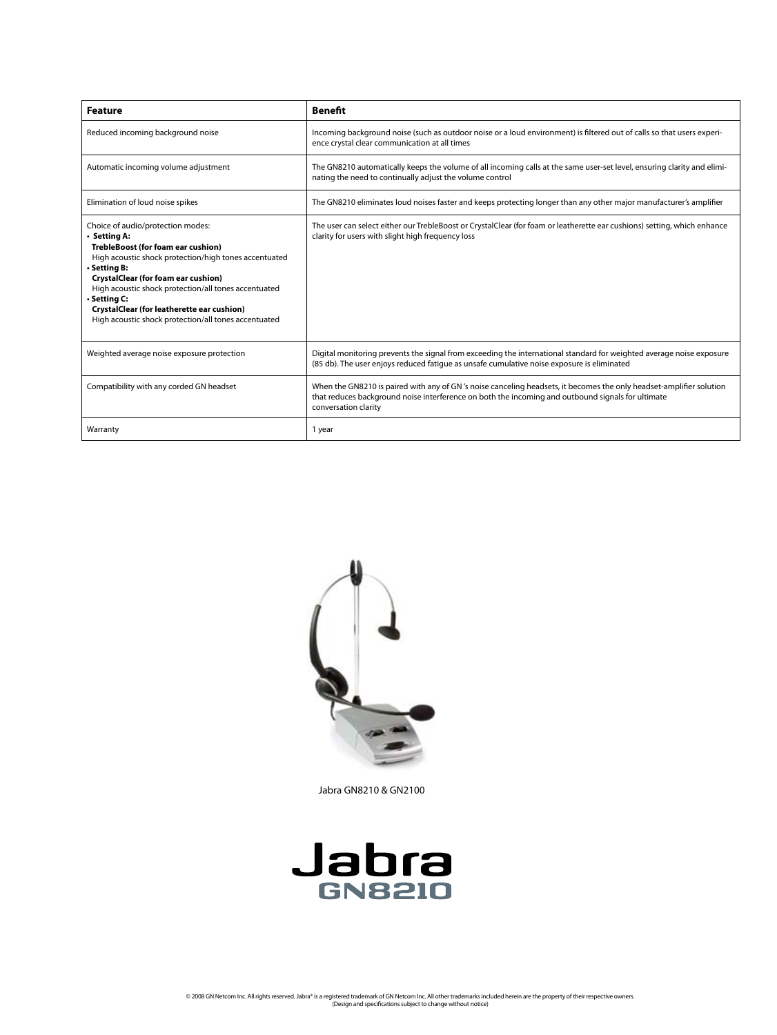| Feature | Benefit |
|---|---|
| Reduced incoming background noise | Incoming background noise (such as outdoor noise or a loud environment) is filtered out of calls so that users experience crystal clear communication at all times |
| Automatic incoming volume adjustment | The GN8210 automatically keeps the volume of all incoming calls at the same user-set level, ensuring clarity and eliminating the need to continually adjust the volume control |
| Elimination of loud noise spikes | The GN8210 eliminates loud noises faster and keeps protecting longer than any other major manufacturer's amplifier |
| Choice of audio/protection modes:<br>• **Setting A:**<br>**TrebleBoost (for foam ear cushion)**<br>High acoustic shock protection/high tones accentuated<br>• **Setting B:**<br>**CrystalClear (for foam ear cushion)**<br>High acoustic shock protection/all tones accentuated<br>• **Setting C:**<br>**CrystalClear (for leatherette ear cushion)**<br>High acoustic shock protection/all tones accentuated | The user can select either our TrebleBoost or CrystalClear (for foam or leatherette ear cushions) setting, which enhance clarity for users with slight high frequency loss |
| Weighted average noise exposure protection | Digital monitoring prevents the signal from exceeding the international standard for weighted average noise exposure (85 db). The user enjoys reduced fatigue as unsafe cumulative noise exposure is eliminated |
| Compatibility with any corded GN headset | When the GN8210 is paired with any of GN 's noise canceling headsets, it becomes the only headset-amplifier solution that reduces background noise interference on both the incoming and outbound signals for ultimate conversation clarity |
| Warranty | 1 year |

Jabra GN8210 & GN2100

Jabra
GN8210

© 2008 GN Netcom Inc. All rights reserved. Jabra® is a registered trademark of GN Netcom Inc. All other trademarks included herein are the property of their respective owners.
(Design and specifications subject to change without notice)